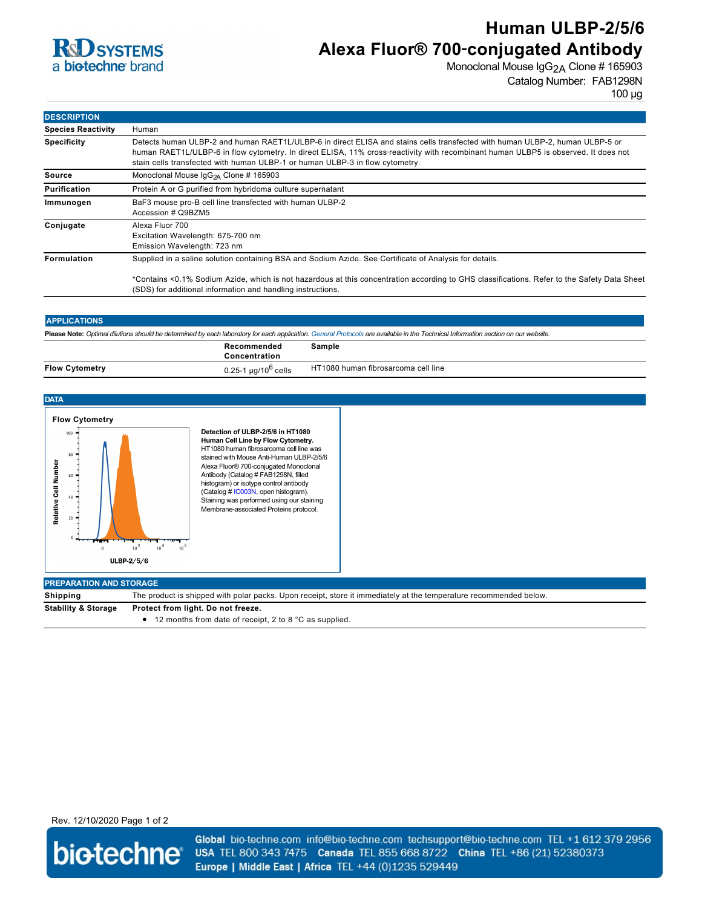# Human ULBP-2/5/6 Alexa Fluor® 700-conjugated Antibody

Monoclonal Mouse $IgG_{2A}$ Clone # 165903
Catalog Number: FAB1298N
100 µg

## DESCRIPTION

| | |
|---|---|
| **Species Reactivity** | Human |
| **Specificity** | Detects human ULBP-2 and human RAET1L/ULBP-6 in direct ELISA and stains cells transfected with human ULBP-2, human ULBP-5 or human RAET1L/ULBP-6 in flow cytometry. In direct ELISA, 11% cross-reactivity with recombinant human ULBP5 is observed. It does not stain cells transfected with human ULBP-1 or human ULBP-3 in flow cytometry. |
| **Source** | Monoclonal Mouse $IgG_{2A}$ Clone # 165903 |
| **Purification** | Protein A or G purified from hybridoma culture supernatant |
| **Immunogen** | BaF3 mouse pro-B cell line transfected with human ULBP-2 Accession # Q9BZM5 |
| **Conjugate** | Alexa Fluor 700 Excitation Wavelength: 675-700 nm Emission Wavelength: 723 nm |
| **Formulation** | Supplied in a saline solution containing BSA and Sodium Azide. See Certificate of Analysis for details. *Contains <0.1% Sodium Azide, which is not hazardous at this concentration according to GHS classifications. Refer to the Safety Data Sheet (SDS) for additional information and handling instructions. |

## APPLICATIONS

**Please Note:** *Optimal dilutions should be determined by each laboratory for each application. General Protocols are available in the Technical Information section on our website.*

| | Recommended Concentration | Sample |
|---|---|---|
| **Flow Cytometry** | 0.25-1 µg/$10^6$ cells | HT1080 human fibrosarcoma cell line |

## DATA

**Flow Cytometry**

**Detection of ULBP-2/5/6 in HT1080 Human Cell Line by Flow Cytometry.** HT1080 human fibrosarcoma cell line was stained with Mouse Anti-Human ULBP-2/5/6 Alexa Fluor® 700-conjugated Monoclonal Antibody (Catalog # FAB1298N, filled histogram) or isotype control antibody (Catalog # IC003N, open histogram). Staining was performed using our staining Membrane-associated Proteins protocol.

## PREPARATION AND STORAGE

| | |
|---|---|
| **Shipping** | The product is shipped with polar packs. Upon receipt, store it immediately at the temperature recommended below. |
| **Stability & Storage** | **Protect from light. Do not freeze.** • 12 months from date of receipt, 2 to 8 °C as supplied. |

Rev. 12/10/2020

**Global** bio-techne.com info@bio-techne.com techsupport@bio-techne.com TEL +1 612 379 2956
**USA** TEL 800 343 7475 **Canada** TEL 855 668 8722 **China** TEL +86 (21) 52380373
**Europe | Middle East | Africa** TEL +44 (0)1235 529449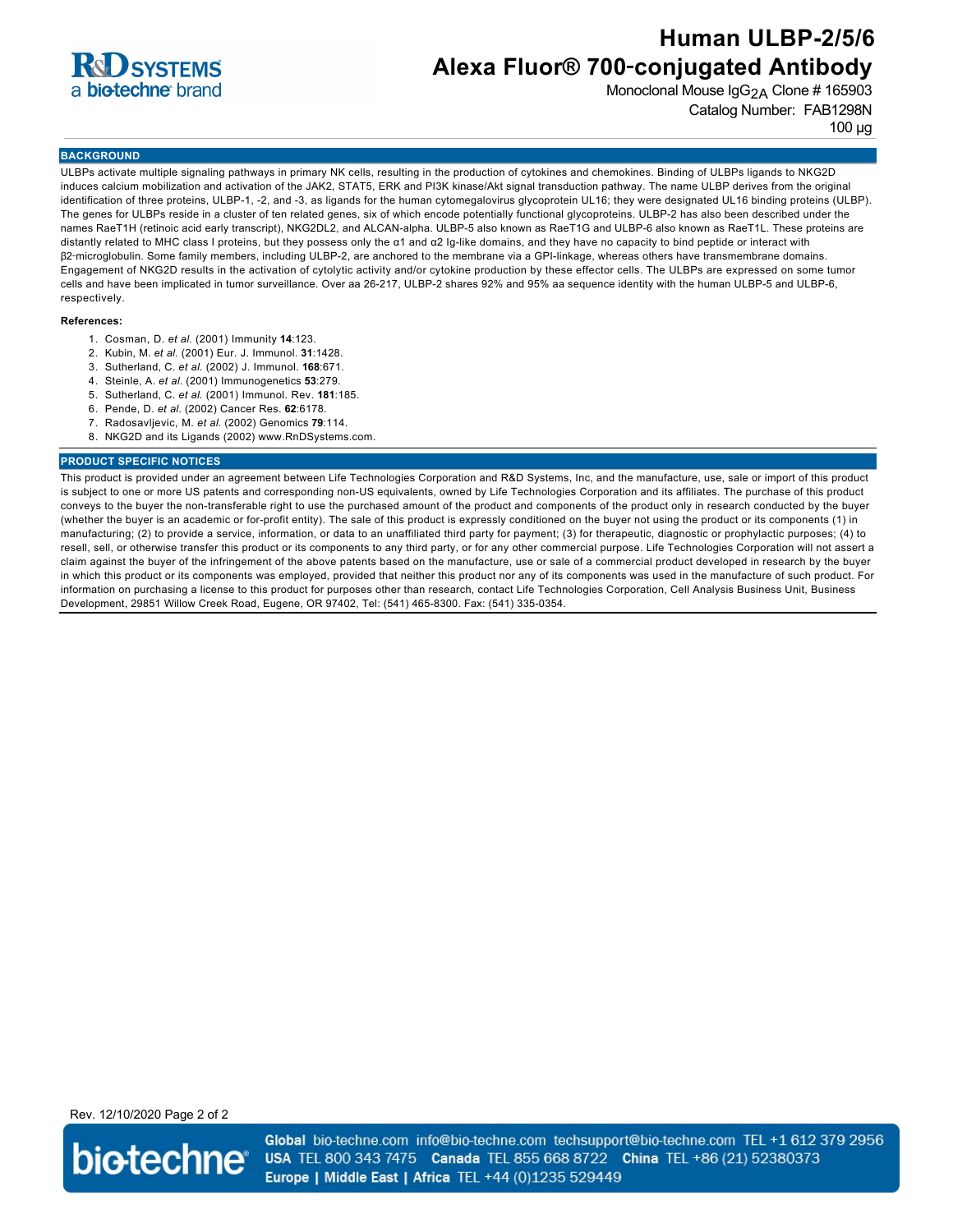# Human ULBP-2/5/6 Alexa Fluor® 700-conjugated Antibody

Monoclonal Mouse $IgG_{2A}$ Clone # 165903

Catalog Number: FAB1298N

100 µg

## BACKGROUND

ULBPs activate multiple signaling pathways in primary NK cells, resulting in the production of cytokines and chemokines. Binding of ULBPs ligands to NKG2D induces calcium mobilization and activation of the JAK2, STAT5, ERK and PI3K kinase/Akt signal transduction pathway. The name ULBP derives from the original identification of three proteins, ULBP-1, -2, and -3, as ligands for the human cytomegalovirus glycoprotein UL16; they were designated UL16 binding proteins (ULBP). The genes for ULBPs reside in a cluster of ten related genes, six of which encode potentially functional glycoproteins. ULBP-2 has also been described under the names RaeT1H (retinoic acid early transcript), NKG2DL2, and ALCAN-alpha. ULBP-5 also known as RaeT1G and ULBP-6 also known as RaeT1L. These proteins are distantly related to MHC class I proteins, but they possess only the α1 and α2 Ig-like domains, and they have no capacity to bind peptide or interact with β2-microglobulin. Some family members, including ULBP-2, are anchored to the membrane via a GPI-linkage, whereas others have transmembrane domains. Engagement of NKG2D results in the activation of cytolytic activity and/or cytokine production by these effector cells. The ULBPs are expressed on some tumor cells and have been implicated in tumor surveillance. Over aa 26-217, ULBP-2 shares 92% and 95% aa sequence identity with the human ULBP-5 and ULBP-6, respectively.

**References:**

1. Cosman, D. *et al.* (2001) Immunity **14**:123.
2. Kubin, M. *et al.* (2001) Eur. J. Immunol. **31**:1428.
3. Sutherland, C. *et al.* (2002) J. Immunol. **168**:671.
4. Steinle, A. *et al.* (2001) Immunogenetics **53**:279.
5. Sutherland, C. *et al.* (2001) Immunol. Rev. **181**:185.
6. Pende, D. *et al.* (2002) Cancer Res. **62**:6178.
7. Radosavljevic, M. *et al.* (2002) Genomics **79**:114.
8. NKG2D and its Ligands (2002) www.RnDSystems.com.

## PRODUCT SPECIFIC NOTICES

This product is provided under an agreement between Life Technologies Corporation and R&D Systems, Inc, and the manufacture, use, sale or import of this product is subject to one or more US patents and corresponding non-US equivalents, owned by Life Technologies Corporation and its affiliates. The purchase of this product conveys to the buyer the non-transferable right to use the purchased amount of the product and components of the product only in research conducted by the buyer (whether the buyer is an academic or for-profit entity). The sale of this product is expressly conditioned on the buyer not using the product or its components (1) in manufacturing; (2) to provide a service, information, or data to an unaffiliated third party for payment; (3) for therapeutic, diagnostic or prophylactic purposes; (4) to resell, sell, or otherwise transfer this product or its components to any third party, or for any other commercial purpose. Life Technologies Corporation will not assert a claim against the buyer of the infringement of the above patents based on the manufacture, use or sale of a commercial product developed in research by the buyer in which this product or its components was employed, provided that neither this product nor any of its components was used in the manufacture of such product. For information on purchasing a license to this product for purposes other than research, contact Life Technologies Corporation, Cell Analysis Business Unit, Business Development, 29851 Willow Creek Road, Eugene, OR 97402, Tel: (541) 465-8300. Fax: (541) 335-0354.

Rev. 12/10/2020

**Global** bio-techne.com info@bio-techne.com techsupport@bio-techne.com TEL +1 612 379 2956
**USA** TEL 800 343 7475 **Canada** TEL 855 668 8722 **China** TEL +86 (21) 52380373
**Europe | Middle East | Africa** TEL +44 (0)1235 529449